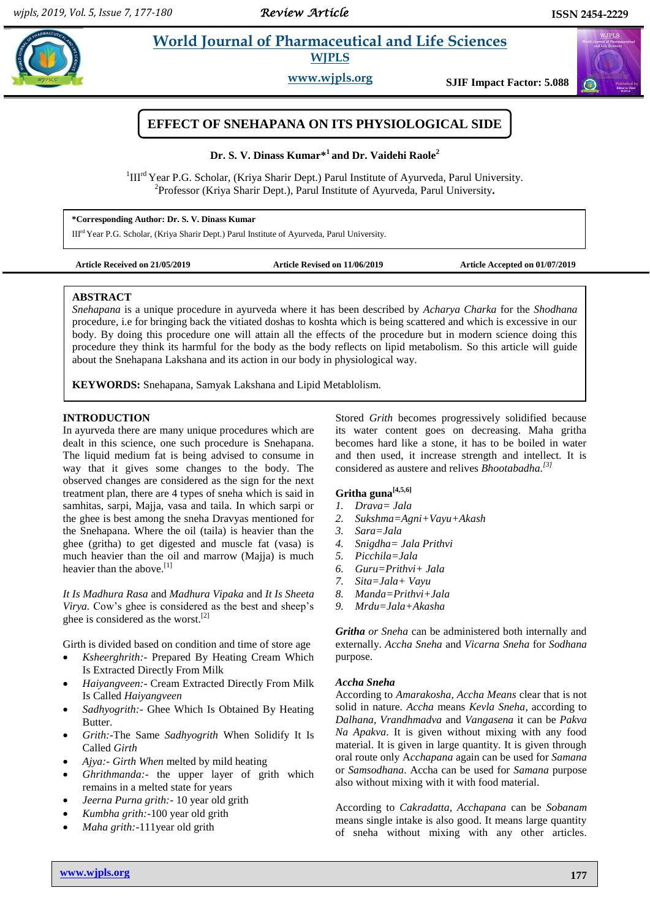# EFFECT OF SNEHAPANA ON ITS PHYSIOLOGICAL SIDE

**Dr. S. V. Dinass Kumar*[1] and Dr. Vaidehi Raole[2]**

[1]III[rd] Year P.G. Scholar, (Kriya Sharir Dept.) Parul Institute of Ayurveda, Parul University.
[2]Professor (Kriya Sharir Dept.), Parul Institute of Ayurveda, Parul University.

**\*Corresponding Author: Dr. S. V. Dinass Kumar**
III[rd] Year P.G. Scholar, (Kriya Sharir Dept.) Parul Institute of Ayurveda, Parul University.

**Article Received on 21/05/2019** **Article Revised on 11/06/2019** **Article Accepted on 01/07/2019**

## ABSTRACT

*Snehapana* is a unique procedure in ayurveda where it has been described by *Acharya Charka* for the *Shodhana* procedure, i.e for bringing back the vitiated doshas to koshta which is being scattered and which is excessive in our body. By doing this procedure one will attain all the effects of the procedure but in modern science doing this procedure they think its harmful for the body as the body reflects on lipid metabolism. So this article will guide about the Snehapana Lakshana and its action in our body in physiological way.

**KEYWORDS:** Snehapana, Samyak Lakshana and Lipid Metablolism.

## INTRODUCTION

In ayurveda there are many unique procedures which are dealt in this science, one such procedure is Snehapana. The liquid medium fat is being advised to consume in way that it gives some changes to the body. The observed changes are considered as the sign for the next treatment plan, there are 4 types of sneha which is said in samhitas, sarpi, Majja, vasa and taila. In which sarpi or the ghee is best among the sneha Dravyas mentioned for the Snehapana. Where the oil (taila) is heavier than the ghee (gritha) to get digested and muscle fat (vasa) is much heavier than the oil and marrow (Majja) is much heavier than the above.[1]

*It Is Madhura Rasa* and *Madhura Vipaka* and *It Is Sheeta Virya.* Cow's ghee is considered as the best and sheep's ghee is considered as the worst.[2]

Girth is divided based on condition and time of store age

- *Ksheerghrith:-* Prepared By Heating Cream Which Is Extracted Directly From Milk
- *Haiyangveen:-* Cream Extracted Directly From Milk Is Called *Haiyangveen*
- *Sadhyogrith:-* Ghee Which Is Obtained By Heating Butter.
- *Grith:*-The Same *Sadhyogrith* When Solidify It Is Called *Girth*
- *Ajya:- Girth When* melted by mild heating
- *Ghrithmanda:-* the upper layer of grith which remains in a melted state for years
- *Jeerna Purna grith:-* 10 year old grith
- *Kumbha grith:*-100 year old grith
- *Maha grith:*-111year old grith

Stored *Grith* becomes progressively solidified because its water content goes on decreasing. Maha gritha becomes hard like a stone, it has to be boiled in water and then used, it increase strength and intellect. It is considered as austere and relives *Bhootabadha.*[3]

### Gritha guna[4,5,6]

1. *Drava= Jala*
2. *Sukshma=Agni+Vayu+Akash*
3. *Sara=Jala*
4. *Snigdha= Jala Prithvi*
5. *Picchila=Jala*
6. *Guru=Prithvi+ Jala*
7. *Sita=Jala+ Vayu*
8. *Manda=Prithvi+Jala*
9. *Mrdu=Jala+Akasha*

***Gritha*** *or Sneha* can be administered both internally and externally. *Accha Sneha* and *Vicarna Sneha* for *Sodhana* purpose.

### *Accha Sneha*

According to *Amarakosha, Accha Means* clear that is not solid in nature. *Accha* means *Kevla Sneha*, according to *Dalhana, Vrandhmadva* and *Vangasena* it can be *Pakva Na Apakva*. It is given without mixing with any food material. It is given in large quantity. It is given through oral route only A*cchapana* again can be used for *Samana* or *Samsodhana*. Accha can be used for *Samana* purpose also without mixing with it with food material.

According to *Cakradatta, Acchapana* can be *Sobanam* means single intake is also good. It means large quantity of sneha without mixing with any other articles.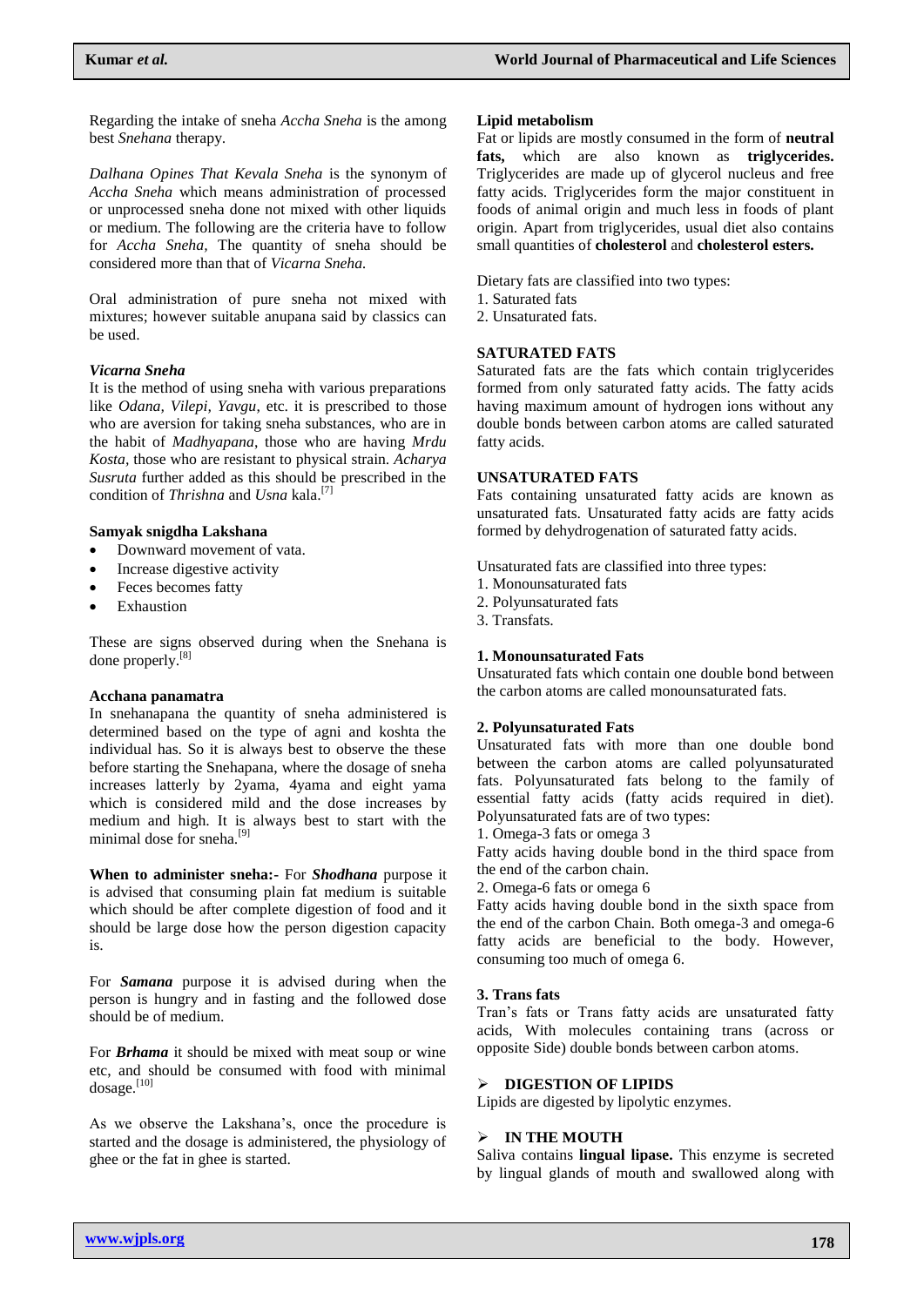Regarding the intake of sneha *Accha Sneha* is the among best *Snehana* therapy.

*Dalhana Opines That Kevala Sneha* is the synonym of *Accha Sneha* which means administration of processed or unprocessed sneha done not mixed with other liquids or medium. The following are the criteria have to follow for *Accha Sneha,* The quantity of sneha should be considered more than that of *Vicarna Sneha.*

Oral administration of pure sneha not mixed with mixtures; however suitable anupana said by classics can be used.

***Vicarna Sneha***

It is the method of using sneha with various preparations like *Odana, Vilepi, Yavgu*, etc. it is prescribed to those who are aversion for taking sneha substances, who are in the habit of *Madhyapana*, those who are having *Mrdu Kosta*, those who are resistant to physical strain. *Acharya Susruta* further added as this should be prescribed in the condition of *Thrishna* and *Usna* kala.[7]

**Samyak snigdha Lakshana**

- Downward movement of vata.
- Increase digestive activity
- Feces becomes fatty
- Exhaustion

These are signs observed during when the Snehana is done properly.[8]

**Acchana panamatra**

In snehanapana the quantity of sneha administered is determined based on the type of agni and koshta the individual has. So it is always best to observe the these before starting the Snehapana, where the dosage of sneha increases latterly by 2yama, 4yama and eight yama which is considered mild and the dose increases by medium and high. It is always best to start with the minimal dose for sneha.[9]

**When to administer sneha:-** For ***Shodhana*** purpose it is advised that consuming plain fat medium is suitable which should be after complete digestion of food and it should be large dose how the person digestion capacity is.

For ***Samana*** purpose it is advised during when the person is hungry and in fasting and the followed dose should be of medium.

For ***Brhama*** it should be mixed with meat soup or wine etc, and should be consumed with food with minimal dosage.[10]

As we observe the Lakshana's, once the procedure is started and the dosage is administered, the physiology of ghee or the fat in ghee is started.

**Lipid metabolism**

Fat or lipids are mostly consumed in the form of **neutral fats,** which are also known as **triglycerides.** Triglycerides are made up of glycerol nucleus and free fatty acids. Triglycerides form the major constituent in foods of animal origin and much less in foods of plant origin. Apart from triglycerides, usual diet also contains small quantities of **cholesterol** and **cholesterol esters.**

Dietary fats are classified into two types:
1. Saturated fats
2. Unsaturated fats.

**SATURATED FATS**

Saturated fats are the fats which contain triglycerides formed from only saturated fatty acids. The fatty acids having maximum amount of hydrogen ions without any double bonds between carbon atoms are called saturated fatty acids.

**UNSATURATED FATS**

Fats containing unsaturated fatty acids are known as unsaturated fats. Unsaturated fatty acids are fatty acids formed by dehydrogenation of saturated fatty acids.

Unsaturated fats are classified into three types:
1. Monounsaturated fats
2. Polyunsaturated fats
3. Transfats.

**1. Monounsaturated Fats**

Unsaturated fats which contain one double bond between the carbon atoms are called monounsaturated fats.

**2. Polyunsaturated Fats**

Unsaturated fats with more than one double bond between the carbon atoms are called polyunsaturated fats. Polyunsaturated fats belong to the family of essential fatty acids (fatty acids required in diet). Polyunsaturated fats are of two types:

1. Omega-3 fats or omega 3

Fatty acids having double bond in the third space from the end of the carbon chain.

2. Omega-6 fats or omega 6

Fatty acids having double bond in the sixth space from the end of the carbon Chain. Both omega-3 and omega-6 fatty acids are beneficial to the body. However, consuming too much of omega 6.

**3. Trans fats**

Tran's fats or Trans fatty acids are unsaturated fatty acids, With molecules containing trans (across or opposite Side) double bonds between carbon atoms.

- **DIGESTION OF LIPIDS**

Lipids are digested by lipolytic enzymes.

- **IN THE MOUTH**

Saliva contains **lingual lipase.** This enzyme is secreted by lingual glands of mouth and swallowed along with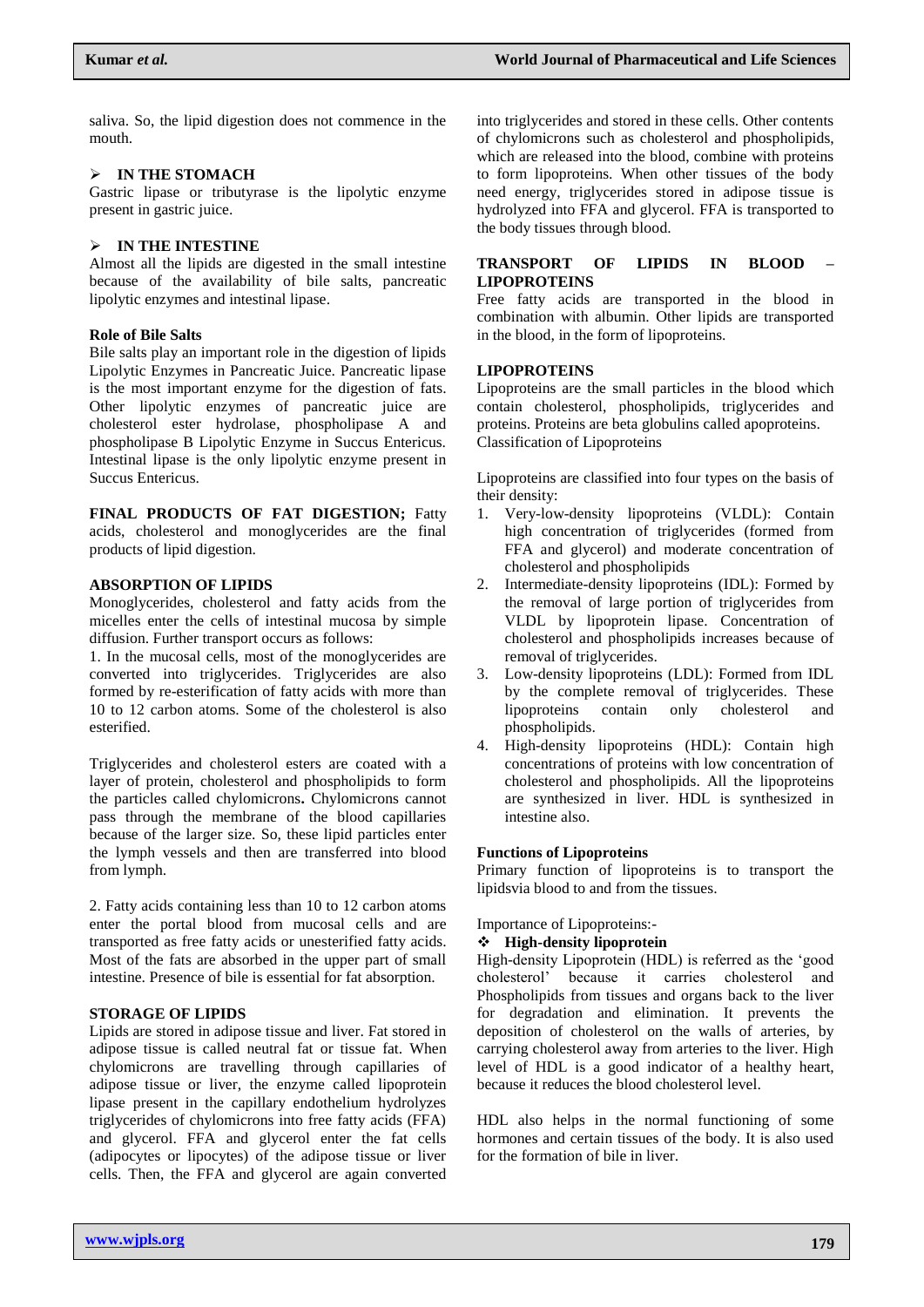saliva. So, the lipid digestion does not commence in the mouth.

➢ **IN THE STOMACH**

Gastric lipase or tributyrase is the lipolytic enzyme present in gastric juice.

➢ **IN THE INTESTINE**

Almost all the lipids are digested in the small intestine because of the availability of bile salts, pancreatic lipolytic enzymes and intestinal lipase.

**Role of Bile Salts**

Bile salts play an important role in the digestion of lipids Lipolytic Enzymes in Pancreatic Juice. Pancreatic lipase is the most important enzyme for the digestion of fats. Other lipolytic enzymes of pancreatic juice are cholesterol ester hydrolase, phospholipase A and phospholipase B Lipolytic Enzyme in Succus Entericus. Intestinal lipase is the only lipolytic enzyme present in Succus Entericus.

**FINAL PRODUCTS OF FAT DIGESTION;** Fatty acids, cholesterol and monoglycerides are the final products of lipid digestion.

**ABSORPTION OF LIPIDS**

Monoglycerides, cholesterol and fatty acids from the micelles enter the cells of intestinal mucosa by simple diffusion. Further transport occurs as follows:

1. In the mucosal cells, most of the monoglycerides are converted into triglycerides. Triglycerides are also formed by re-esterification of fatty acids with more than 10 to 12 carbon atoms. Some of the cholesterol is also esterified.

Triglycerides and cholesterol esters are coated with a layer of protein, cholesterol and phospholipids to form the particles called chylomicrons**.** Chylomicrons cannot pass through the membrane of the blood capillaries because of the larger size. So, these lipid particles enter the lymph vessels and then are transferred into blood from lymph.

2. Fatty acids containing less than 10 to 12 carbon atoms enter the portal blood from mucosal cells and are transported as free fatty acids or unesterified fatty acids. Most of the fats are absorbed in the upper part of small intestine. Presence of bile is essential for fat absorption.

**STORAGE OF LIPIDS**

Lipids are stored in adipose tissue and liver. Fat stored in adipose tissue is called neutral fat or tissue fat. When chylomicrons are travelling through capillaries of adipose tissue or liver, the enzyme called lipoprotein lipase present in the capillary endothelium hydrolyzes triglycerides of chylomicrons into free fatty acids (FFA) and glycerol. FFA and glycerol enter the fat cells (adipocytes or lipocytes) of the adipose tissue or liver cells. Then, the FFA and glycerol are again converted into triglycerides and stored in these cells. Other contents of chylomicrons such as cholesterol and phospholipids, which are released into the blood, combine with proteins to form lipoproteins. When other tissues of the body need energy, triglycerides stored in adipose tissue is hydrolyzed into FFA and glycerol. FFA is transported to the body tissues through blood.

**TRANSPORT OF LIPIDS IN BLOOD – LIPOPROTEINS**

Free fatty acids are transported in the blood in combination with albumin. Other lipids are transported in the blood, in the form of lipoproteins.

**LIPOPROTEINS**

Lipoproteins are the small particles in the blood which contain cholesterol, phospholipids, triglycerides and proteins. Proteins are beta globulins called apoproteins. Classification of Lipoproteins

Lipoproteins are classified into four types on the basis of their density:

1. Very-low-density lipoproteins (VLDL): Contain high concentration of triglycerides (formed from FFA and glycerol) and moderate concentration of cholesterol and phospholipids
2. Intermediate-density lipoproteins (IDL): Formed by the removal of large portion of triglycerides from VLDL by lipoprotein lipase. Concentration of cholesterol and phospholipids increases because of removal of triglycerides.
3. Low-density lipoproteins (LDL): Formed from IDL by the complete removal of triglycerides. These lipoproteins contain only cholesterol and phospholipids.
4. High-density lipoproteins (HDL): Contain high concentrations of proteins with low concentration of cholesterol and phospholipids. All the lipoproteins are synthesized in liver. HDL is synthesized in intestine also.

**Functions of Lipoproteins**

Primary function of lipoproteins is to transport the lipidsvia blood to and from the tissues.

Importance of Lipoproteins:-

❖ **High-density lipoprotein**

High-density Lipoprotein (HDL) is referred as the 'good cholesterol' because it carries cholesterol and Phospholipids from tissues and organs back to the liver for degradation and elimination. It prevents the deposition of cholesterol on the walls of arteries, by carrying cholesterol away from arteries to the liver. High level of HDL is a good indicator of a healthy heart, because it reduces the blood cholesterol level.

HDL also helps in the normal functioning of some hormones and certain tissues of the body. It is also used for the formation of bile in liver.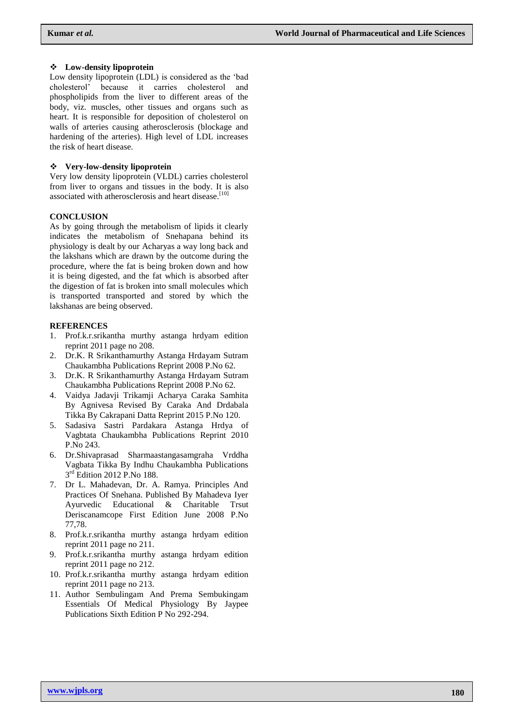### ❖ Low-density lipoprotein

Low density lipoprotein (LDL) is considered as the 'bad cholesterol' because it carries cholesterol and phospholipids from the liver to different areas of the body, viz. muscles, other tissues and organs such as heart. It is responsible for deposition of cholesterol on walls of arteries causing atherosclerosis (blockage and hardening of the arteries). High level of LDL increases the risk of heart disease.

### ❖ Very-low-density lipoprotein

Very low density lipoprotein (VLDL) carries cholesterol from liver to organs and tissues in the body. It is also associated with atherosclerosis and heart disease.[10]

## CONCLUSION

As by going through the metabolism of lipids it clearly indicates the metabolism of Snehapana behind its physiology is dealt by our Acharyas a way long back and the lakshans which are drawn by the outcome during the procedure, where the fat is being broken down and how it is being digested, and the fat which is absorbed after the digestion of fat is broken into small molecules which is transported transported and stored by which the lakshanas are being observed.

## REFERENCES

1. Prof.k.r.srikantha murthy astanga hrdyam edition reprint 2011 page no 208.
2. Dr.K. R Srikanthamurthy Astanga Hrdayam Sutram Chaukambha Publications Reprint 2008 P.No 62.
3. Dr.K. R Srikanthamurthy Astanga Hrdayam Sutram Chaukambha Publications Reprint 2008 P.No 62.
4. Vaidya Jadavji Trikamji Acharya Caraka Samhita By Agnivesa Revised By Caraka And Drdabala Tikka By Cakrapani Datta Reprint 2015 P.No 120.
5. Sadasiva Sastri Pardakara Astanga Hrdya of Vagbtata Chaukambha Publications Reprint 2010 P.No 243.
6. Dr.Shivaprasad Sharmaastangasamgraha Vrddha Vagbata Tikka By Indhu Chaukambha Publications 3rd Edition 2012 P.No 188.
7. Dr L. Mahadevan, Dr. A. Ramya. Principles And Practices Of Snehana. Published By Mahadeva Iyer Ayurvedic Educational & Charitable Trsut Deriscanamcope First Edition June 2008 P.No 77,78.
8. Prof.k.r.srikantha murthy astanga hrdyam edition reprint 2011 page no 211.
9. Prof.k.r.srikantha murthy astanga hrdyam edition reprint 2011 page no 212.
10. Prof.k.r.srikantha murthy astanga hrdyam edition reprint 2011 page no 213.
11. Author Sembulingam And Prema Sembukingam Essentials Of Medical Physiology By Jaypee Publications Sixth Edition P No 292-294.